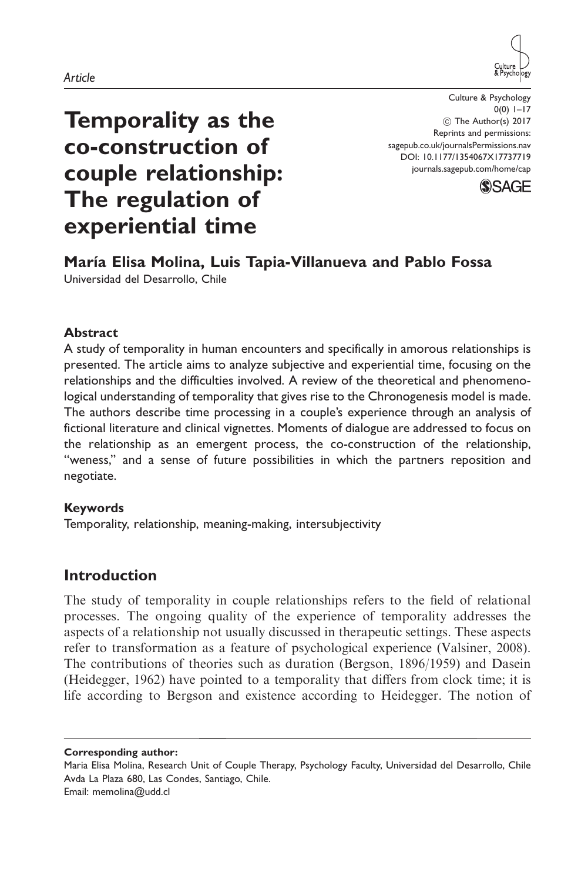*Article*

# Temporality as the co-construction of couple relationship: The regulation of experiential time

Culture & Psychology
© The Author(s) 2017
Reprints and permissions: sagepub.co.uk/journalsPermissions.nav
DOI: 10.1177/1354067X17737719
journals.sagepub.com/home/cap

**María Elisa Molina, Luis Tapia-Villanueva and Pablo Fossa**
Universidad del Desarrollo, Chile

### Abstract

A study of temporality in human encounters and specifically in amorous relationships is presented. The article aims to analyze subjective and experiential time, focusing on the relationships and the difficulties involved. A review of the theoretical and phenomenological understanding of temporality that gives rise to the Chronogenesis model is made. The authors describe time processing in a couple's experience through an analysis of fictional literature and clinical vignettes. Moments of dialogue are addressed to focus on the relationship as an emergent process, the co-construction of the relationship, "weness," and a sense of future possibilities in which the partners reposition and negotiate.

### Keywords

Temporality, relationship, meaning-making, intersubjectivity

## Introduction

The study of temporality in couple relationships refers to the field of relational processes. The ongoing quality of the experience of temporality addresses the aspects of a relationship not usually discussed in therapeutic settings. These aspects refer to transformation as a feature of psychological experience (Valsiner, 2008). The contributions of theories such as duration (Bergson, 1896/1959) and Dasein (Heidegger, 1962) have pointed to a temporality that differs from clock time; it is life according to Bergson and existence according to Heidegger. The notion of

---

**Corresponding author:**
Maria Elisa Molina, Research Unit of Couple Therapy, Psychology Faculty, Universidad del Desarrollo, Chile
Avda La Plaza 680, Las Condes, Santiago, Chile.
Email: memolina@udd.cl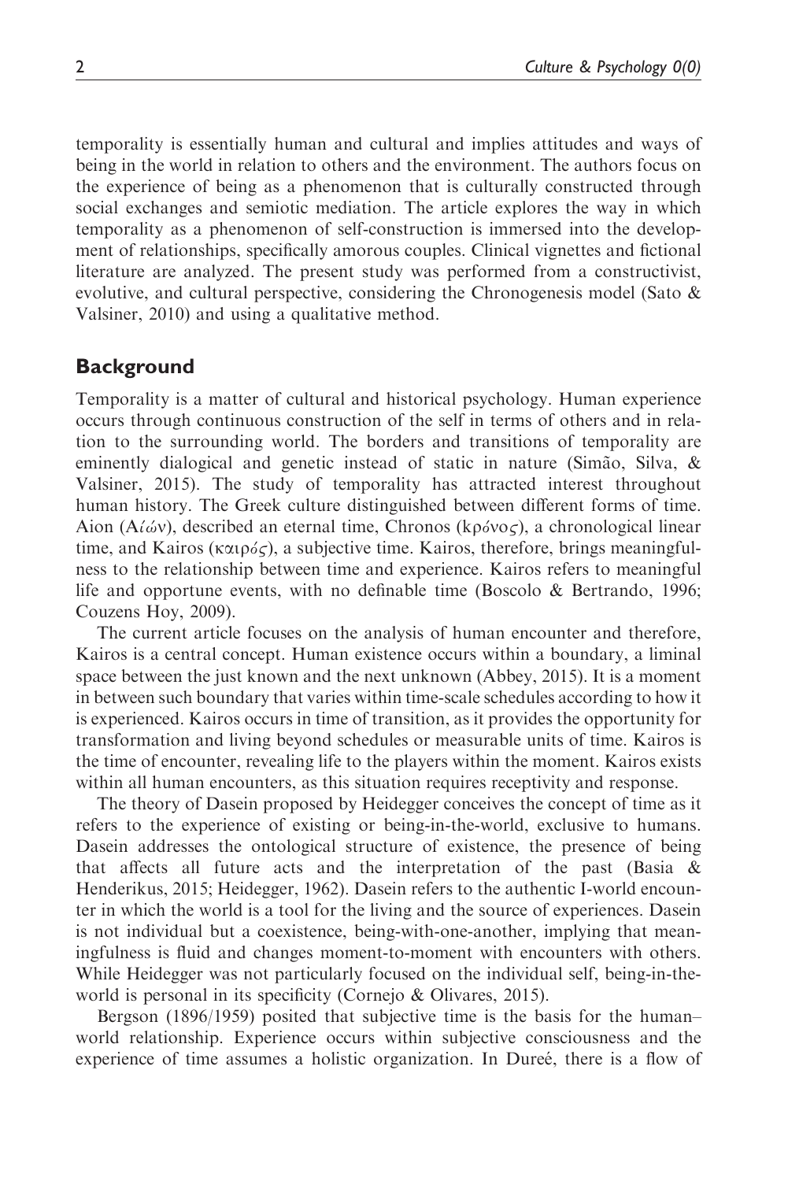temporality is essentially human and cultural and implies attitudes and ways of being in the world in relation to others and the environment. The authors focus on the experience of being as a phenomenon that is culturally constructed through social exchanges and semiotic mediation. The article explores the way in which temporality as a phenomenon of self-construction is immersed into the development of relationships, specifically amorous couples. Clinical vignettes and fictional literature are analyzed. The present study was performed from a constructivist, evolutive, and cultural perspective, considering the Chronogenesis model (Sato & Valsiner, 2010) and using a qualitative method.

## Background

Temporality is a matter of cultural and historical psychology. Human experience occurs through continuous construction of the self in terms of others and in relation to the surrounding world. The borders and transitions of temporality are eminently dialogical and genetic instead of static in nature (Simão, Silva, & Valsiner, 2015). The study of temporality has attracted interest throughout human history. The Greek culture distinguished between different forms of time. Aion (Αἰών), described an eternal time, Chronos (κρόνος), a chronological linear time, and Kairos (καιρός), a subjective time. Kairos, therefore, brings meaningfulness to the relationship between time and experience. Kairos refers to meaningful life and opportune events, with no definable time (Boscolo & Bertrando, 1996; Couzens Hoy, 2009).

The current article focuses on the analysis of human encounter and therefore, Kairos is a central concept. Human existence occurs within a boundary, a liminal space between the just known and the next unknown (Abbey, 2015). It is a moment in between such boundary that varies within time-scale schedules according to how it is experienced. Kairos occurs in time of transition, as it provides the opportunity for transformation and living beyond schedules or measurable units of time. Kairos is the time of encounter, revealing life to the players within the moment. Kairos exists within all human encounters, as this situation requires receptivity and response.

The theory of Dasein proposed by Heidegger conceives the concept of time as it refers to the experience of existing or being-in-the-world, exclusive to humans. Dasein addresses the ontological structure of existence, the presence of being that affects all future acts and the interpretation of the past (Basia & Henderikus, 2015; Heidegger, 1962). Dasein refers to the authentic I-world encounter in which the world is a tool for the living and the source of experiences. Dasein is not individual but a coexistence, being-with-one-another, implying that meaningfulness is fluid and changes moment-to-moment with encounters with others. While Heidegger was not particularly focused on the individual self, being-in-the-world is personal in its specificity (Cornejo & Olivares, 2015).

Bergson (1896/1959) posited that subjective time is the basis for the human–world relationship. Experience occurs within subjective consciousness and the experience of time assumes a holistic organization. In Dureé, there is a flow of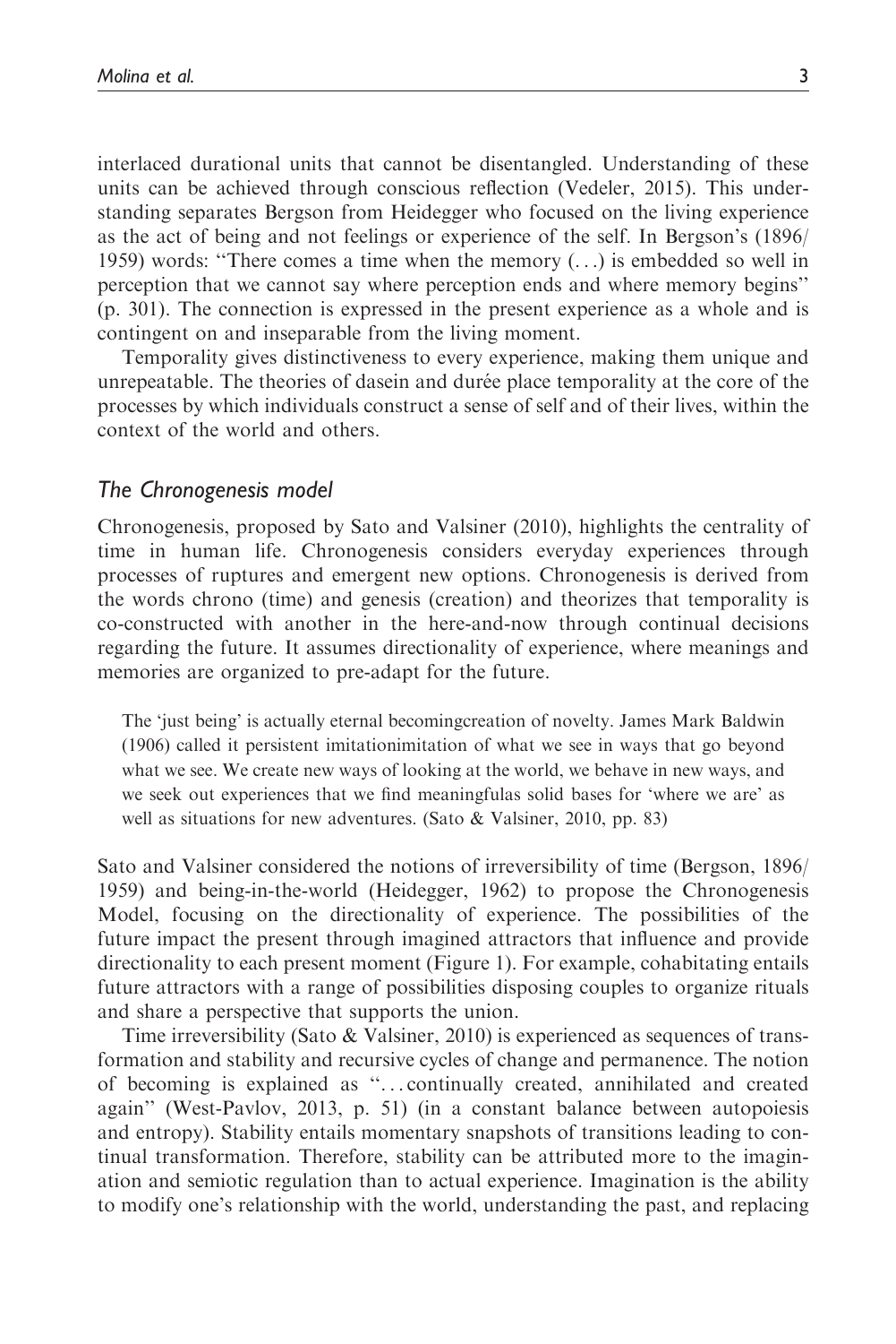interlaced durational units that cannot be disentangled. Understanding of these units can be achieved through conscious reflection (Vedeler, 2015). This understanding separates Bergson from Heidegger who focused on the living experience as the act of being and not feelings or experience of the self. In Bergson's (1896/1959) words: "There comes a time when the memory (...) is embedded so well in perception that we cannot say where perception ends and where memory begins" (p. 301). The connection is expressed in the present experience as a whole and is contingent on and inseparable from the living moment.

Temporality gives distinctiveness to every experience, making them unique and unrepeatable. The theories of dasein and durée place temporality at the core of the processes by which individuals construct a sense of self and of their lives, within the context of the world and others.

## The Chronogenesis model

Chronogenesis, proposed by Sato and Valsiner (2010), highlights the centrality of time in human life. Chronogenesis considers everyday experiences through processes of ruptures and emergent new options. Chronogenesis is derived from the words chrono (time) and genesis (creation) and theorizes that temporality is co-constructed with another in the here-and-now through continual decisions regarding the future. It assumes directionality of experience, where meanings and memories are organized to pre-adapt for the future.

> The 'just being' is actually eternal becomingcreation of novelty. James Mark Baldwin (1906) called it persistent imitationimitation of what we see in ways that go beyond what we see. We create new ways of looking at the world, we behave in new ways, and we seek out experiences that we find meaningfulas solid bases for 'where we are' as well as situations for new adventures. (Sato & Valsiner, 2010, pp. 83)

Sato and Valsiner considered the notions of irreversibility of time (Bergson, 1896/1959) and being-in-the-world (Heidegger, 1962) to propose the Chronogenesis Model, focusing on the directionality of experience. The possibilities of the future impact the present through imagined attractors that influence and provide directionality to each present moment (Figure 1). For example, cohabitating entails future attractors with a range of possibilities disposing couples to organize rituals and share a perspective that supports the union.

Time irreversibility (Sato & Valsiner, 2010) is experienced as sequences of transformation and stability and recursive cycles of change and permanence. The notion of becoming is explained as "... continually created, annihilated and created again" (West-Pavlov, 2013, p. 51) (in a constant balance between autopoiesis and entropy). Stability entails momentary snapshots of transitions leading to continual transformation. Therefore, stability can be attributed more to the imagination and semiotic regulation than to actual experience. Imagination is the ability to modify one's relationship with the world, understanding the past, and replacing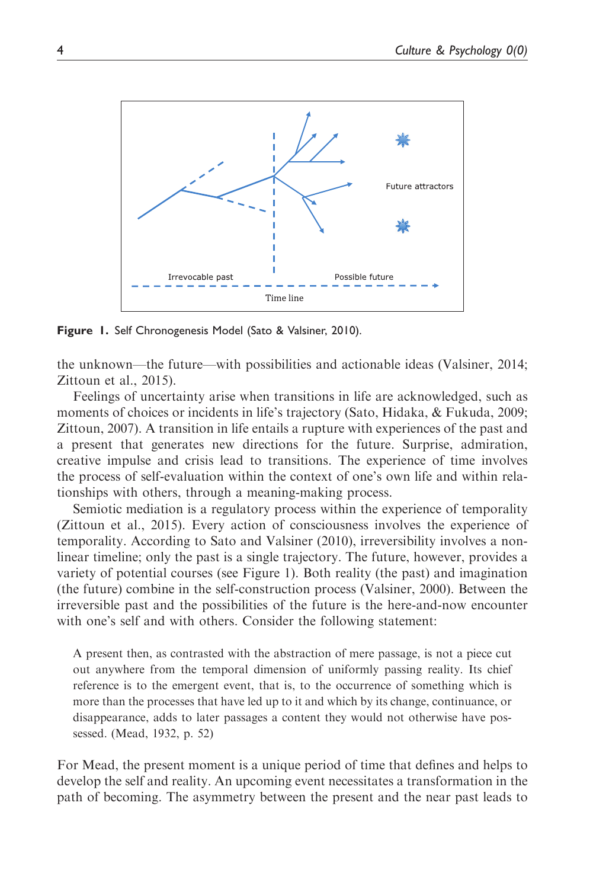**Figure 1.** Self Chronogenesis Model (Sato & Valsiner, 2010).

the unknown—the future—with possibilities and actionable ideas (Valsiner, 2014; Zittoun et al., 2015).

Feelings of uncertainty arise when transitions in life are acknowledged, such as moments of choices or incidents in life's trajectory (Sato, Hidaka, & Fukuda, 2009; Zittoun, 2007). A transition in life entails a rupture with experiences of the past and a present that generates new directions for the future. Surprise, admiration, creative impulse and crisis lead to transitions. The experience of time involves the process of self-evaluation within the context of one's own life and within relationships with others, through a meaning-making process.

Semiotic mediation is a regulatory process within the experience of temporality (Zittoun et al., 2015). Every action of consciousness involves the experience of temporality. According to Sato and Valsiner (2010), irreversibility involves a non-linear timeline; only the past is a single trajectory. The future, however, provides a variety of potential courses (see Figure 1). Both reality (the past) and imagination (the future) combine in the self-construction process (Valsiner, 2000). Between the irreversible past and the possibilities of the future is the here-and-now encounter with one's self and with others. Consider the following statement:

> A present then, as contrasted with the abstraction of mere passage, is not a piece cut out anywhere from the temporal dimension of uniformly passing reality. Its chief reference is to the emergent event, that is, to the occurrence of something which is more than the processes that have led up to it and which by its change, continuance, or disappearance, adds to later passages a content they would not otherwise have possessed. (Mead, 1932, p. 52)

For Mead, the present moment is a unique period of time that defines and helps to develop the self and reality. An upcoming event necessitates a transformation in the path of becoming. The asymmetry between the present and the near past leads to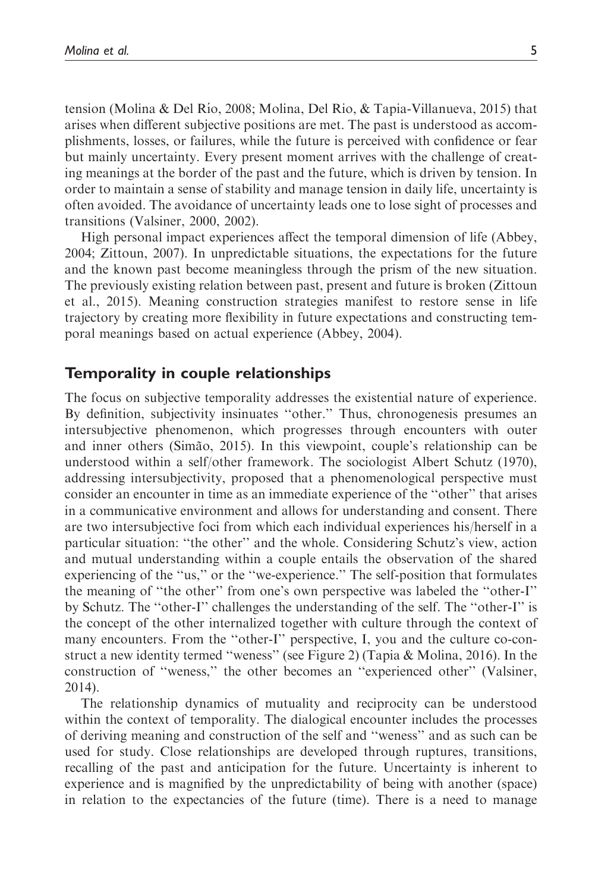tension (Molina & Del Río, 2008; Molina, Del Rio, & Tapia-Villanueva, 2015) that arises when different subjective positions are met. The past is understood as accomplishments, losses, or failures, while the future is perceived with confidence or fear but mainly uncertainty. Every present moment arrives with the challenge of creating meanings at the border of the past and the future, which is driven by tension. In order to maintain a sense of stability and manage tension in daily life, uncertainty is often avoided. The avoidance of uncertainty leads one to lose sight of processes and transitions (Valsiner, 2000, 2002).

High personal impact experiences affect the temporal dimension of life (Abbey, 2004; Zittoun, 2007). In unpredictable situations, the expectations for the future and the known past become meaningless through the prism of the new situation. The previously existing relation between past, present and future is broken (Zittoun et al., 2015). Meaning construction strategies manifest to restore sense in life trajectory by creating more flexibility in future expectations and constructing temporal meanings based on actual experience (Abbey, 2004).

## Temporality in couple relationships

The focus on subjective temporality addresses the existential nature of experience. By definition, subjectivity insinuates ''other.'' Thus, chronogenesis presumes an intersubjective phenomenon, which progresses through encounters with outer and inner others (Simão, 2015). In this viewpoint, couple's relationship can be understood within a self/other framework. The sociologist Albert Schutz (1970), addressing intersubjectivity, proposed that a phenomenological perspective must consider an encounter in time as an immediate experience of the ''other'' that arises in a communicative environment and allows for understanding and consent. There are two intersubjective foci from which each individual experiences his/herself in a particular situation: ''the other'' and the whole. Considering Schutz's view, action and mutual understanding within a couple entails the observation of the shared experiencing of the ''us,'' or the ''we-experience.'' The self-position that formulates the meaning of ''the other'' from one's own perspective was labeled the ''other-I'' by Schutz. The ''other-I'' challenges the understanding of the self. The ''other-I'' is the concept of the other internalized together with culture through the context of many encounters. From the ''other-I'' perspective, I, you and the culture co-construct a new identity termed ''weness'' (see Figure 2) (Tapia & Molina, 2016). In the construction of ''weness,'' the other becomes an ''experienced other'' (Valsiner, 2014).

The relationship dynamics of mutuality and reciprocity can be understood within the context of temporality. The dialogical encounter includes the processes of deriving meaning and construction of the self and ''weness'' and as such can be used for study. Close relationships are developed through ruptures, transitions, recalling of the past and anticipation for the future. Uncertainty is inherent to experience and is magnified by the unpredictability of being with another (space) in relation to the expectancies of the future (time). There is a need to manage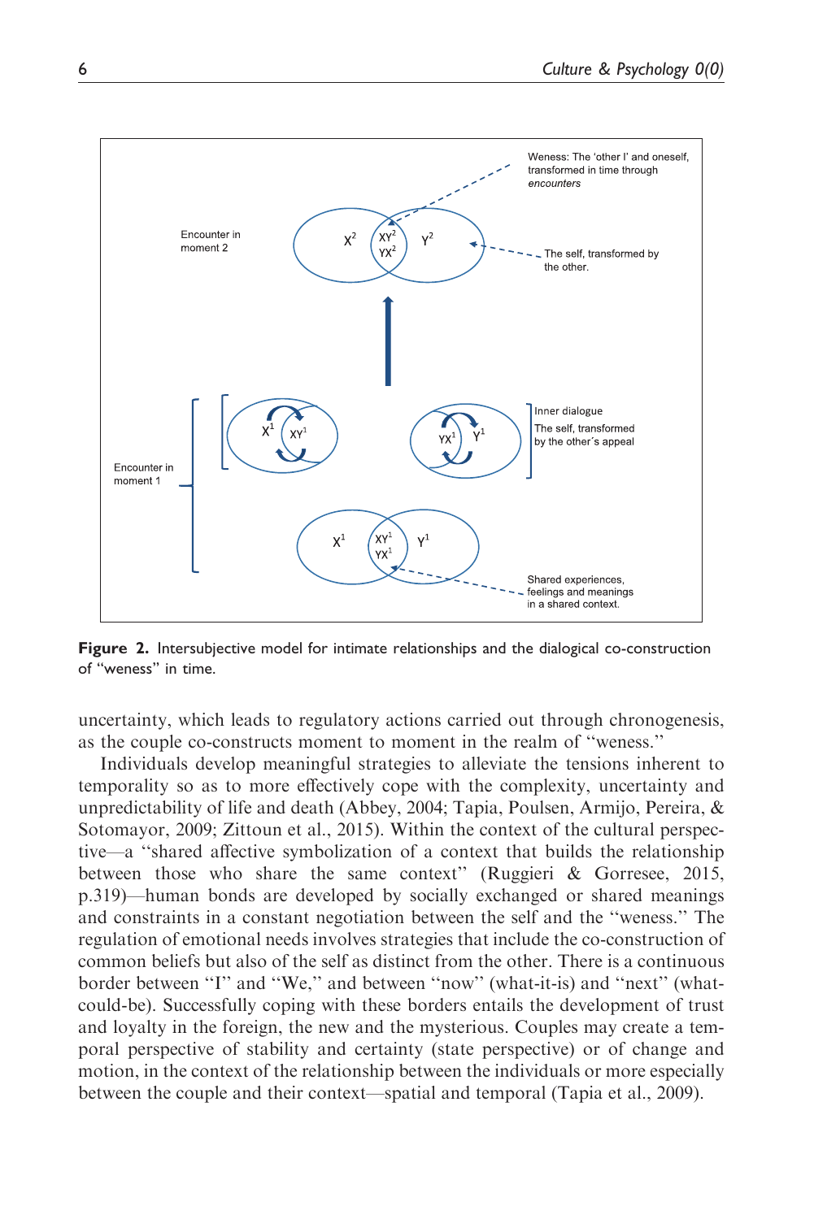**Figure 2.** Intersubjective model for intimate relationships and the dialogical co-construction of "weness" in time.

uncertainty, which leads to regulatory actions carried out through chronogenesis, as the couple co-constructs moment to moment in the realm of "weness."

Individuals develop meaningful strategies to alleviate the tensions inherent to temporality so as to more effectively cope with the complexity, uncertainty and unpredictability of life and death (Abbey, 2004; Tapia, Poulsen, Armijo, Pereira, & Sotomayor, 2009; Zittoun et al., 2015). Within the context of the cultural perspective—a "shared affective symbolization of a context that builds the relationship between those who share the same context" (Ruggieri & Gorresee, 2015, p.319)—human bonds are developed by socially exchanged or shared meanings and constraints in a constant negotiation between the self and the "weness." The regulation of emotional needs involves strategies that include the co-construction of common beliefs but also of the self as distinct from the other. There is a continuous border between "I" and "We," and between "now" (what-it-is) and "next" (what-could-be). Successfully coping with these borders entails the development of trust and loyalty in the foreign, the new and the mysterious. Couples may create a temporal perspective of stability and certainty (state perspective) or of change and motion, in the context of the relationship between the individuals or more especially between the couple and their context—spatial and temporal (Tapia et al., 2009).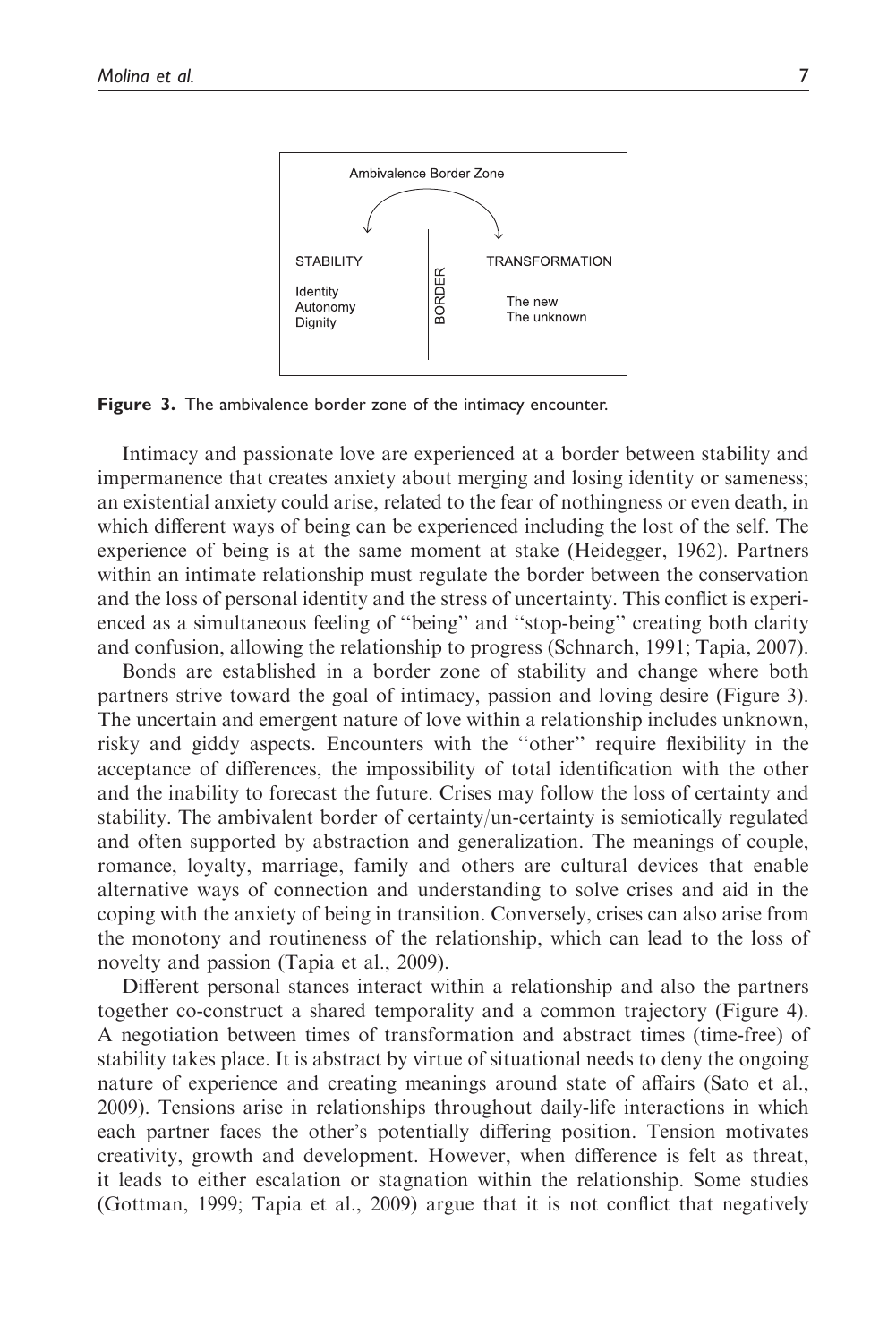Ambivalence Border Zone

| STABILITY | BORDER | TRANSFORMATION |
|---|---|---|
| Identity<br>Autonomy<br>Dignity | | The new<br>The unknown |

**Figure 3.** The ambivalence border zone of the intimacy encounter.

Intimacy and passionate love are experienced at a border between stability and impermanence that creates anxiety about merging and losing identity or sameness; an existential anxiety could arise, related to the fear of nothingness or even death, in which different ways of being can be experienced including the lost of the self. The experience of being is at the same moment at stake (Heidegger, 1962). Partners within an intimate relationship must regulate the border between the conservation and the loss of personal identity and the stress of uncertainty. This conflict is experienced as a simultaneous feeling of ''being'' and ''stop-being'' creating both clarity and confusion, allowing the relationship to progress (Schnarch, 1991; Tapia, 2007).

Bonds are established in a border zone of stability and change where both partners strive toward the goal of intimacy, passion and loving desire (Figure 3). The uncertain and emergent nature of love within a relationship includes unknown, risky and giddy aspects. Encounters with the ''other'' require flexibility in the acceptance of differences, the impossibility of total identification with the other and the inability to forecast the future. Crises may follow the loss of certainty and stability. The ambivalent border of certainty/un-certainty is semiotically regulated and often supported by abstraction and generalization. The meanings of couple, romance, loyalty, marriage, family and others are cultural devices that enable alternative ways of connection and understanding to solve crises and aid in the coping with the anxiety of being in transition. Conversely, crises can also arise from the monotony and routineness of the relationship, which can lead to the loss of novelty and passion (Tapia et al., 2009).

Different personal stances interact within a relationship and also the partners together co-construct a shared temporality and a common trajectory (Figure 4). A negotiation between times of transformation and abstract times (time-free) of stability takes place. It is abstract by virtue of situational needs to deny the ongoing nature of experience and creating meanings around state of affairs (Sato et al., 2009). Tensions arise in relationships throughout daily-life interactions in which each partner faces the other's potentially differing position. Tension motivates creativity, growth and development. However, when difference is felt as threat, it leads to either escalation or stagnation within the relationship. Some studies (Gottman, 1999; Tapia et al., 2009) argue that it is not conflict that negatively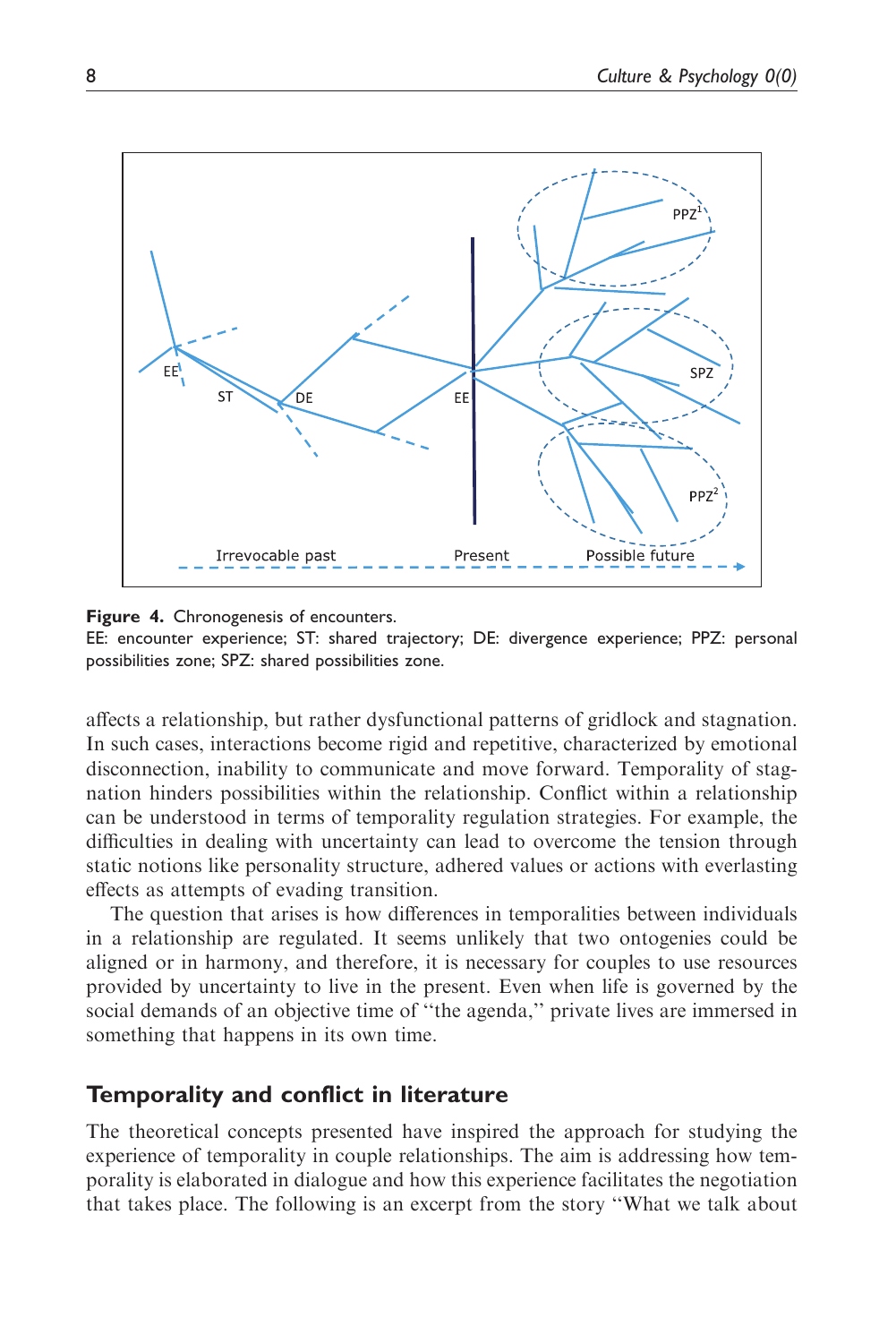**Figure 4.** Chronogenesis of encounters.
EE: encounter experience; ST: shared trajectory; DE: divergence experience; PPZ: personal possibilities zone; SPZ: shared possibilities zone.

affects a relationship, but rather dysfunctional patterns of gridlock and stagnation. In such cases, interactions become rigid and repetitive, characterized by emotional disconnection, inability to communicate and move forward. Temporality of stagnation hinders possibilities within the relationship. Conflict within a relationship can be understood in terms of temporality regulation strategies. For example, the difficulties in dealing with uncertainty can lead to overcome the tension through static notions like personality structure, adhered values or actions with everlasting effects as attempts of evading transition.

The question that arises is how differences in temporalities between individuals in a relationship are regulated. It seems unlikely that two ontogenies could be aligned or in harmony, and therefore, it is necessary for couples to use resources provided by uncertainty to live in the present. Even when life is governed by the social demands of an objective time of "the agenda," private lives are immersed in something that happens in its own time.

## Temporality and conflict in literature

The theoretical concepts presented have inspired the approach for studying the experience of temporality in couple relationships. The aim is addressing how temporality is elaborated in dialogue and how this experience facilitates the negotiation that takes place. The following is an excerpt from the story "What we talk about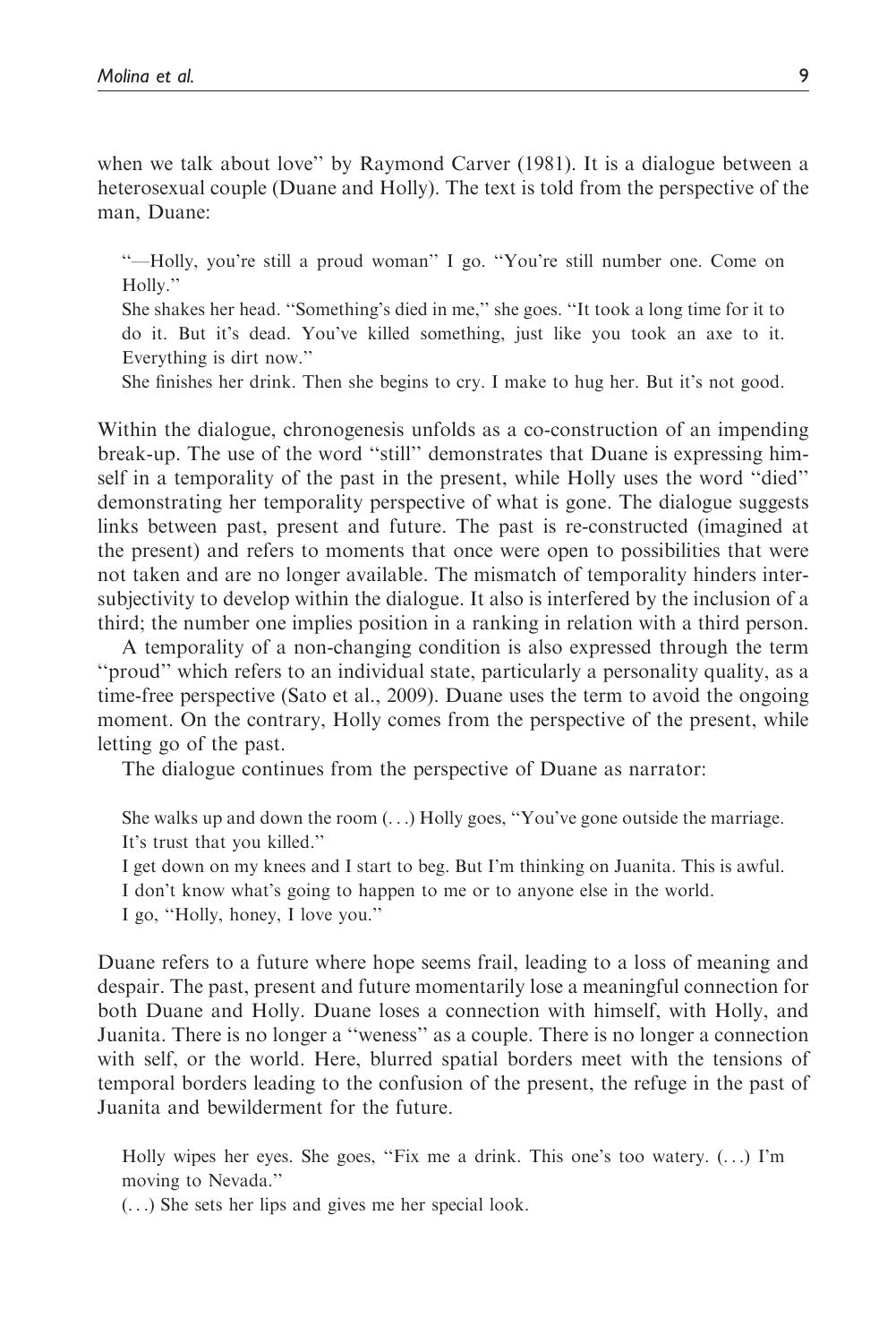when we talk about love" by Raymond Carver (1981). It is a dialogue between a heterosexual couple (Duane and Holly). The text is told from the perspective of the man, Duane:

> "—Holly, you're still a proud woman" I go. "You're still number one. Come on Holly."
> She shakes her head. "Something's died in me," she goes. "It took a long time for it to do it. But it's dead. You've killed something, just like you took an axe to it. Everything is dirt now."
> She finishes her drink. Then she begins to cry. I make to hug her. But it's not good.

Within the dialogue, chronogenesis unfolds as a co-construction of an impending break-up. The use of the word "still" demonstrates that Duane is expressing himself in a temporality of the past in the present, while Holly uses the word "died" demonstrating her temporality perspective of what is gone. The dialogue suggests links between past, present and future. The past is re-constructed (imagined at the present) and refers to moments that once were open to possibilities that were not taken and are no longer available. The mismatch of temporality hinders intersubjectivity to develop within the dialogue. It also is interfered by the inclusion of a third; the number one implies position in a ranking in relation with a third person.

A temporality of a non-changing condition is also expressed through the term "proud" which refers to an individual state, particularly a personality quality, as a time-free perspective (Sato et al., 2009). Duane uses the term to avoid the ongoing moment. On the contrary, Holly comes from the perspective of the present, while letting go of the past.

The dialogue continues from the perspective of Duane as narrator:

> She walks up and down the room (...) Holly goes, "You've gone outside the marriage. It's trust that you killed."
> I get down on my knees and I start to beg. But I'm thinking on Juanita. This is awful.
> I don't know what's going to happen to me or to anyone else in the world.
> I go, "Holly, honey, I love you."

Duane refers to a future where hope seems frail, leading to a loss of meaning and despair. The past, present and future momentarily lose a meaningful connection for both Duane and Holly. Duane loses a connection with himself, with Holly, and Juanita. There is no longer a "weness" as a couple. There is no longer a connection with self, or the world. Here, blurred spatial borders meet with the tensions of temporal borders leading to the confusion of the present, the refuge in the past of Juanita and bewilderment for the future.

> Holly wipes her eyes. She goes, "Fix me a drink. This one's too watery. (...) I'm moving to Nevada."
> (...) She sets her lips and gives me her special look.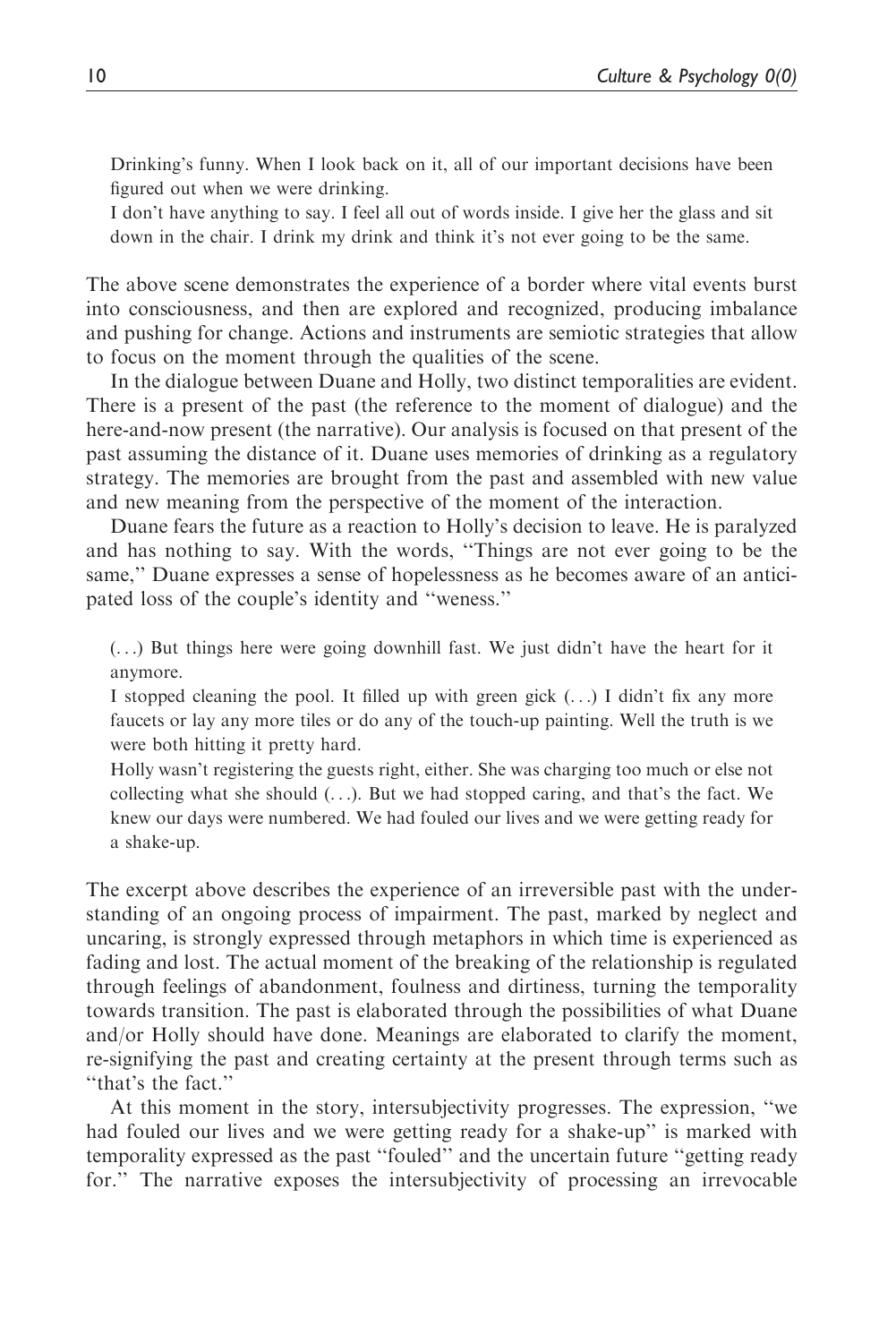> Drinking's funny. When I look back on it, all of our important decisions have been figured out when we were drinking.
> I don't have anything to say. I feel all out of words inside. I give her the glass and sit down in the chair. I drink my drink and think it's not ever going to be the same.

The above scene demonstrates the experience of a border where vital events burst into consciousness, and then are explored and recognized, producing imbalance and pushing for change. Actions and instruments are semiotic strategies that allow to focus on the moment through the qualities of the scene.

In the dialogue between Duane and Holly, two distinct temporalities are evident. There is a present of the past (the reference to the moment of dialogue) and the here-and-now present (the narrative). Our analysis is focused on that present of the past assuming the distance of it. Duane uses memories of drinking as a regulatory strategy. The memories are brought from the past and assembled with new value and new meaning from the perspective of the moment of the interaction.

Duane fears the future as a reaction to Holly's decision to leave. He is paralyzed and has nothing to say. With the words, "Things are not ever going to be the same," Duane expresses a sense of hopelessness as he becomes aware of an anticipated loss of the couple's identity and "weness."

> (...) But things here were going downhill fast. We just didn't have the heart for it anymore.
> I stopped cleaning the pool. It filled up with green gick (...) I didn't fix any more faucets or lay any more tiles or do any of the touch-up painting. Well the truth is we were both hitting it pretty hard.
> Holly wasn't registering the guests right, either. She was charging too much or else not collecting what she should (...). But we had stopped caring, and that's the fact. We knew our days were numbered. We had fouled our lives and we were getting ready for a shake-up.

The excerpt above describes the experience of an irreversible past with the understanding of an ongoing process of impairment. The past, marked by neglect and uncaring, is strongly expressed through metaphors in which time is experienced as fading and lost. The actual moment of the breaking of the relationship is regulated through feelings of abandonment, foulness and dirtiness, turning the temporality towards transition. The past is elaborated through the possibilities of what Duane and/or Holly should have done. Meanings are elaborated to clarify the moment, re-signifying the past and creating certainty at the present through terms such as "that's the fact."

At this moment in the story, intersubjectivity progresses. The expression, "we had fouled our lives and we were getting ready for a shake-up" is marked with temporality expressed as the past "fouled" and the uncertain future "getting ready for." The narrative exposes the intersubjectivity of processing an irrevocable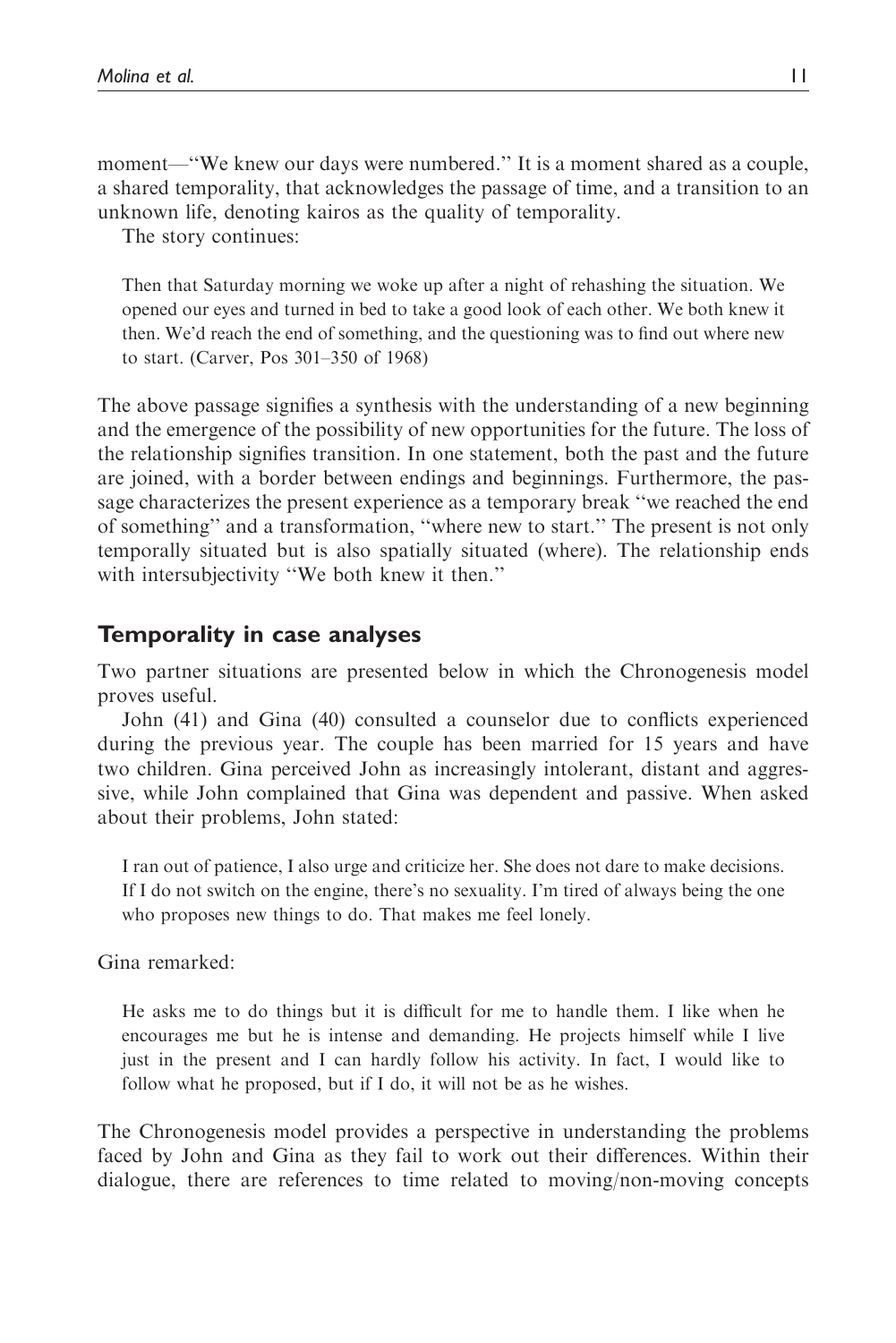moment—"We knew our days were numbered." It is a moment shared as a couple, a shared temporality, that acknowledges the passage of time, and a transition to an unknown life, denoting kairos as the quality of temporality.

The story continues:

> Then that Saturday morning we woke up after a night of rehashing the situation. We opened our eyes and turned in bed to take a good look of each other. We both knew it then. We'd reach the end of something, and the questioning was to find out where new to start. (Carver, Pos 301–350 of 1968)

The above passage signifies a synthesis with the understanding of a new beginning and the emergence of the possibility of new opportunities for the future. The loss of the relationship signifies transition. In one statement, both the past and the future are joined, with a border between endings and beginnings. Furthermore, the passage characterizes the present experience as a temporary break "we reached the end of something" and a transformation, "where new to start." The present is not only temporally situated but is also spatially situated (where). The relationship ends with intersubjectivity "We both knew it then."

## Temporality in case analyses

Two partner situations are presented below in which the Chronogenesis model proves useful.

John (41) and Gina (40) consulted a counselor due to conflicts experienced during the previous year. The couple has been married for 15 years and have two children. Gina perceived John as increasingly intolerant, distant and aggressive, while John complained that Gina was dependent and passive. When asked about their problems, John stated:

> I ran out of patience, I also urge and criticize her. She does not dare to make decisions. If I do not switch on the engine, there's no sexuality. I'm tired of always being the one who proposes new things to do. That makes me feel lonely.

Gina remarked:

> He asks me to do things but it is difficult for me to handle them. I like when he encourages me but he is intense and demanding. He projects himself while I live just in the present and I can hardly follow his activity. In fact, I would like to follow what he proposed, but if I do, it will not be as he wishes.

The Chronogenesis model provides a perspective in understanding the problems faced by John and Gina as they fail to work out their differences. Within their dialogue, there are references to time related to moving/non-moving concepts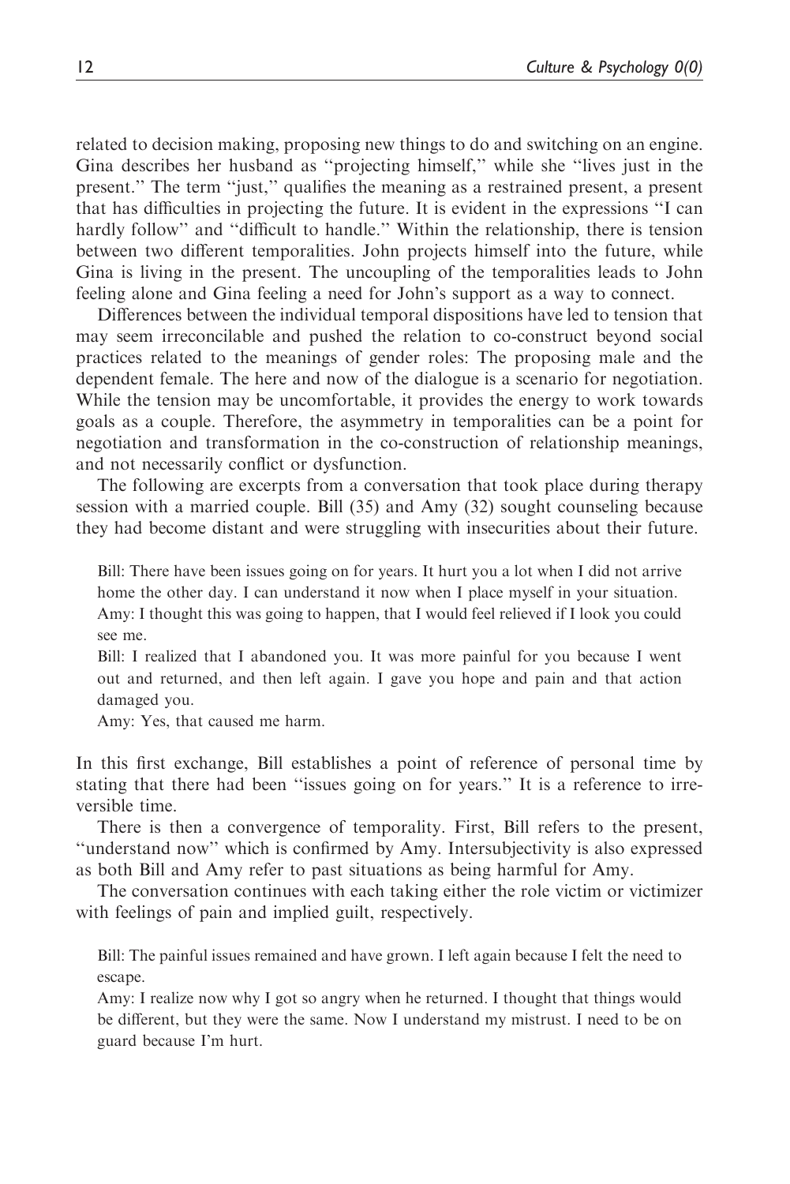related to decision making, proposing new things to do and switching on an engine. Gina describes her husband as "projecting himself," while she "lives just in the present." The term "just," qualifies the meaning as a restrained present, a present that has difficulties in projecting the future. It is evident in the expressions "I can hardly follow" and "difficult to handle." Within the relationship, there is tension between two different temporalities. John projects himself into the future, while Gina is living in the present. The uncoupling of the temporalities leads to John feeling alone and Gina feeling a need for John's support as a way to connect.

Differences between the individual temporal dispositions have led to tension that may seem irreconcilable and pushed the relation to co-construct beyond social practices related to the meanings of gender roles: The proposing male and the dependent female. The here and now of the dialogue is a scenario for negotiation. While the tension may be uncomfortable, it provides the energy to work towards goals as a couple. Therefore, the asymmetry in temporalities can be a point for negotiation and transformation in the co-construction of relationship meanings, and not necessarily conflict or dysfunction.

The following are excerpts from a conversation that took place during therapy session with a married couple. Bill (35) and Amy (32) sought counseling because they had become distant and were struggling with insecurities about their future.

> Bill: There have been issues going on for years. It hurt you a lot when I did not arrive home the other day. I can understand it now when I place myself in your situation.
> Amy: I thought this was going to happen, that I would feel relieved if I look you could see me.
> Bill: I realized that I abandoned you. It was more painful for you because I went out and returned, and then left again. I gave you hope and pain and that action damaged you.
> Amy: Yes, that caused me harm.

In this first exchange, Bill establishes a point of reference of personal time by stating that there had been "issues going on for years." It is a reference to irreversible time.

There is then a convergence of temporality. First, Bill refers to the present, "understand now" which is confirmed by Amy. Intersubjectivity is also expressed as both Bill and Amy refer to past situations as being harmful for Amy.

The conversation continues with each taking either the role victim or victimizer with feelings of pain and implied guilt, respectively.

> Bill: The painful issues remained and have grown. I left again because I felt the need to escape.
> Amy: I realize now why I got so angry when he returned. I thought that things would be different, but they were the same. Now I understand my mistrust. I need to be on guard because I'm hurt.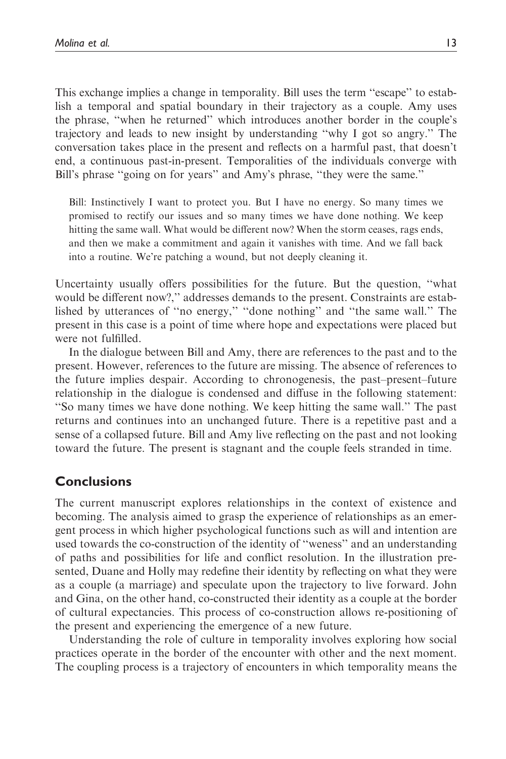This exchange implies a change in temporality. Bill uses the term "escape" to establish a temporal and spatial boundary in their trajectory as a couple. Amy uses the phrase, "when he returned" which introduces another border in the couple's trajectory and leads to new insight by understanding "why I got so angry." The conversation takes place in the present and reflects on a harmful past, that doesn't end, a continuous past-in-present. Temporalities of the individuals converge with Bill's phrase "going on for years" and Amy's phrase, "they were the same."

> Bill: Instinctively I want to protect you. But I have no energy. So many times we promised to rectify our issues and so many times we have done nothing. We keep hitting the same wall. What would be different now? When the storm ceases, rags ends, and then we make a commitment and again it vanishes with time. And we fall back into a routine. We're patching a wound, but not deeply cleaning it.

Uncertainty usually offers possibilities for the future. But the question, "what would be different now?," addresses demands to the present. Constraints are established by utterances of "no energy," "done nothing" and "the same wall." The present in this case is a point of time where hope and expectations were placed but were not fulfilled.

In the dialogue between Bill and Amy, there are references to the past and to the present. However, references to the future are missing. The absence of references to the future implies despair. According to chronogenesis, the past–present–future relationship in the dialogue is condensed and diffuse in the following statement: "So many times we have done nothing. We keep hitting the same wall." The past returns and continues into an unchanged future. There is a repetitive past and a sense of a collapsed future. Bill and Amy live reflecting on the past and not looking toward the future. The present is stagnant and the couple feels stranded in time.

## Conclusions

The current manuscript explores relationships in the context of existence and becoming. The analysis aimed to grasp the experience of relationships as an emergent process in which higher psychological functions such as will and intention are used towards the co-construction of the identity of "weness" and an understanding of paths and possibilities for life and conflict resolution. In the illustration presented, Duane and Holly may redefine their identity by reflecting on what they were as a couple (a marriage) and speculate upon the trajectory to live forward. John and Gina, on the other hand, co-constructed their identity as a couple at the border of cultural expectancies. This process of co-construction allows re-positioning of the present and experiencing the emergence of a new future.

Understanding the role of culture in temporality involves exploring how social practices operate in the border of the encounter with other and the next moment. The coupling process is a trajectory of encounters in which temporality means the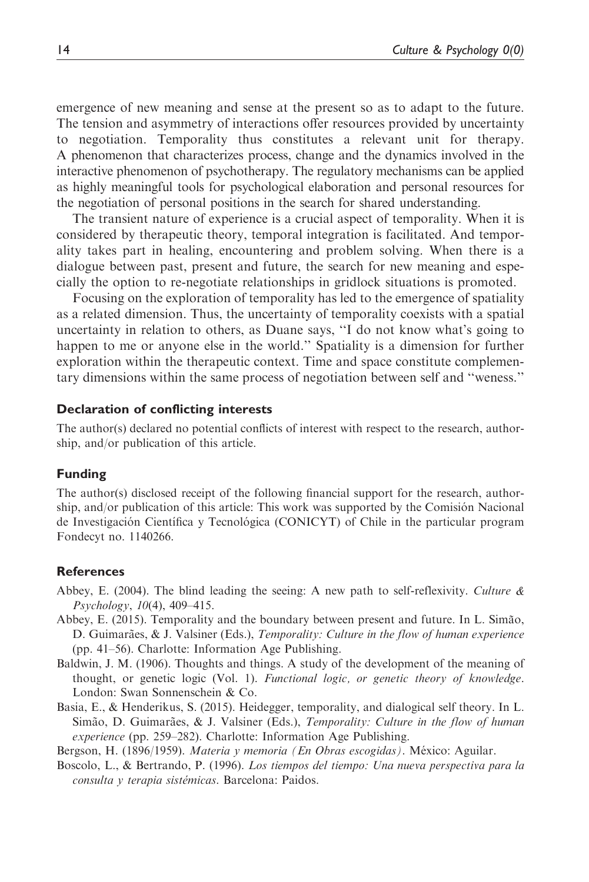emergence of new meaning and sense at the present so as to adapt to the future. The tension and asymmetry of interactions offer resources provided by uncertainty to negotiation. Temporality thus constitutes a relevant unit for therapy. A phenomenon that characterizes process, change and the dynamics involved in the interactive phenomenon of psychotherapy. The regulatory mechanisms can be applied as highly meaningful tools for psychological elaboration and personal resources for the negotiation of personal positions in the search for shared understanding.

The transient nature of experience is a crucial aspect of temporality. When it is considered by therapeutic theory, temporal integration is facilitated. And temporality takes part in healing, encountering and problem solving. When there is a dialogue between past, present and future, the search for new meaning and especially the option to re-negotiate relationships in gridlock situations is promoted.

Focusing on the exploration of temporality has led to the emergence of spatiality as a related dimension. Thus, the uncertainty of temporality coexists with a spatial uncertainty in relation to others, as Duane says, "I do not know what's going to happen to me or anyone else in the world." Spatiality is a dimension for further exploration within the therapeutic context. Time and space constitute complementary dimensions within the same process of negotiation between self and "weness."

## Declaration of conflicting interests

The author(s) declared no potential conflicts of interest with respect to the research, authorship, and/or publication of this article.

## Funding

The author(s) disclosed receipt of the following financial support for the research, authorship, and/or publication of this article: This work was supported by the Comisión Nacional de Investigación Científica y Tecnológica (CONICYT) of Chile in the particular program Fondecyt no. 1140266.

## References

Abbey, E. (2004). The blind leading the seeing: A new path to self-reflexivity. *Culture & Psychology*, *10*(4), 409–415.

Abbey, E. (2015). Temporality and the boundary between present and future. In L. Simão, D. Guimarães, & J. Valsiner (Eds.), *Temporality: Culture in the flow of human experience* (pp. 41–56). Charlotte: Information Age Publishing.

Baldwin, J. M. (1906). Thoughts and things. A study of the development of the meaning of thought, or genetic logic (Vol. 1). *Functional logic, or genetic theory of knowledge*. London: Swan Sonnenschein & Co.

Basia, E., & Henderikus, S. (2015). Heidegger, temporality, and dialogical self theory. In L. Simão, D. Guimarães, & J. Valsiner (Eds.), *Temporality: Culture in the flow of human experience* (pp. 259–282). Charlotte: Information Age Publishing.

Bergson, H. (1896/1959). *Materia y memoria (En Obras escogidas)*. México: Aguilar.

Boscolo, L., & Bertrando, P. (1996). *Los tiempos del tiempo: Una nueva perspectiva para la consulta y terapia sistémicas*. Barcelona: Paidos.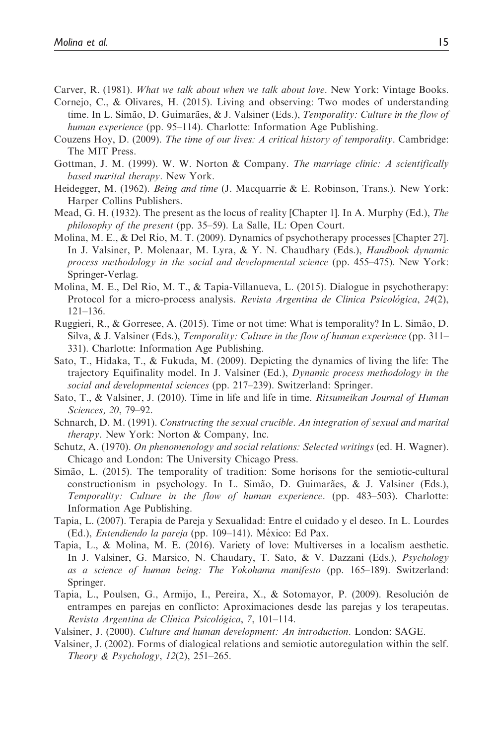Carver, R. (1981). *What we talk about when we talk about love*. New York: Vintage Books.

Cornejo, C., & Olivares, H. (2015). Living and observing: Two modes of understanding time. In L. Simão, D. Guimarães, & J. Valsiner (Eds.), *Temporality: Culture in the flow of human experience* (pp. 95–114). Charlotte: Information Age Publishing.

Couzens Hoy, D. (2009). *The time of our lives: A critical history of temporality*. Cambridge: The MIT Press.

Gottman, J. M. (1999). W. W. Norton & Company. *The marriage clinic: A scientifically based marital therapy*. New York.

Heidegger, M. (1962). *Being and time* (J. Macquarrie & E. Robinson, Trans.). New York: Harper Collins Publishers.

Mead, G. H. (1932). The present as the locus of reality [Chapter 1]. In A. Murphy (Ed.), *The philosophy of the present* (pp. 35–59). La Salle, IL: Open Court.

Molina, M. E., & Del Río, M. T. (2009). Dynamics of psychotherapy processes [Chapter 27]. In J. Valsiner, P. Molenaar, M. Lyra, & Y. N. Chaudhary (Eds.), *Handbook dynamic process methodology in the social and developmental science* (pp. 455–475). New York: Springer-Verlag.

Molina, M. E., Del Rio, M. T., & Tapia-Villanueva, L. (2015). Dialogue in psychotherapy: Protocol for a micro-process analysis. *Revista Argentina de Clinica Psicológica*, *24*(2), 121–136.

Ruggieri, R., & Gorresee, A. (2015). Time or not time: What is temporality? In L. Simão, D. Silva, & J. Valsiner (Eds.), *Temporality: Culture in the flow of human experience* (pp. 311–331). Charlotte: Information Age Publishing.

Sato, T., Hidaka, T., & Fukuda, M. (2009). Depicting the dynamics of living the life: The trajectory Equifinality model. In J. Valsiner (Ed.), *Dynamic process methodology in the social and developmental sciences* (pp. 217–239). Switzerland: Springer.

Sato, T., & Valsiner, J. (2010). Time in life and life in time. *Ritsumeikan Journal of Human Sciences, 20*, 79–92.

Schnarch, D. M. (1991). *Constructing the sexual crucible. An integration of sexual and marital therapy*. New York: Norton & Company, Inc.

Schutz, A. (1970). *On phenomenology and social relations: Selected writings* (ed. H. Wagner). Chicago and London: The University Chicago Press.

Simão, L. (2015). The temporality of tradition: Some horisons for the semiotic-cultural constructionism in psychology. In L. Simão, D. Guimarães, & J. Valsiner (Eds.), *Temporality: Culture in the flow of human experience*. (pp. 483–503). Charlotte: Information Age Publishing.

Tapia, L. (2007). Terapia de Pareja y Sexualidad: Entre el cuidado y el deseo. In L. Lourdes (Ed.), *Entendiendo la pareja* (pp. 109–141). México: Ed Pax.

Tapia, L., & Molina, M. E. (2016). Variety of love: Multiverses in a localism aesthetic. In J. Valsiner, G. Marsico, N. Chaudary, T. Sato, & V. Dazzani (Eds.), *Psychology as a science of human being: The Yokohama manifesto* (pp. 165–189). Switzerland: Springer.

Tapia, L., Poulsen, G., Armijo, I., Pereira, X., & Sotomayor, P. (2009). Resolución de entrampes en parejas en conflicto: Aproximaciones desde las parejas y los terapeutas. *Revista Argentina de Clínica Psicológica*, *7*, 101–114.

Valsiner, J. (2000). *Culture and human development: An introduction*. London: SAGE.

Valsiner, J. (2002). Forms of dialogical relations and semiotic autoregulation within the self. *Theory & Psychology*, *12*(2), 251–265.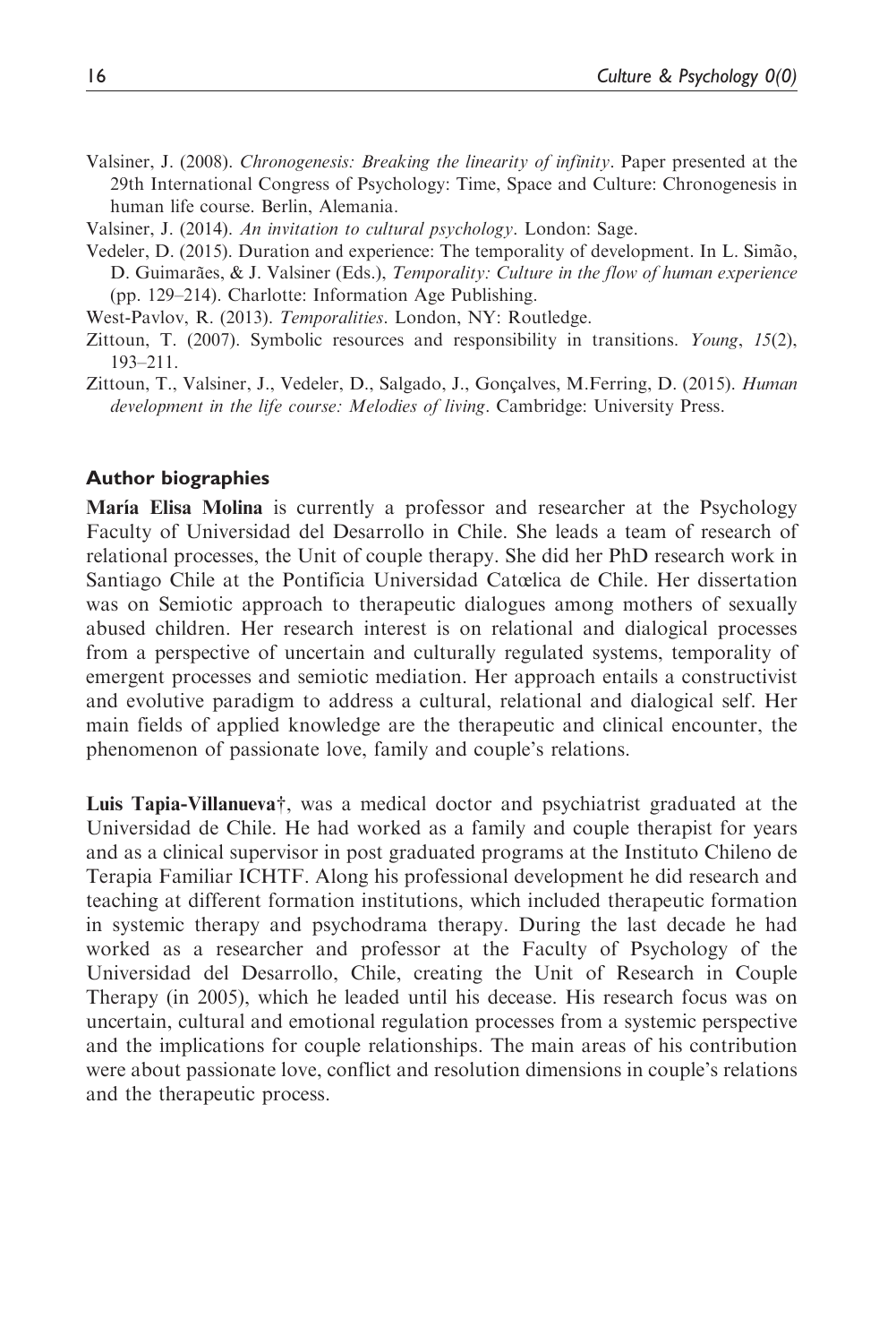Valsiner, J. (2008). *Chronogenesis: Breaking the linearity of infinity*. Paper presented at the 29th International Congress of Psychology: Time, Space and Culture: Chronogenesis in human life course. Berlin, Alemania.

Valsiner, J. (2014). *An invitation to cultural psychology*. London: Sage.

Vedeler, D. (2015). Duration and experience: The temporality of development. In L. Simão, D. Guimarães, & J. Valsiner (Eds.), *Temporality: Culture in the flow of human experience* (pp. 129–214). Charlotte: Information Age Publishing.

West-Pavlov, R. (2013). *Temporalities*. London, NY: Routledge.

Zittoun, T. (2007). Symbolic resources and responsibility in transitions. *Young*, *15*(2), 193–211.

Zittoun, T., Valsiner, J., Vedeler, D., Salgado, J., Gonçalves, M.Ferring, D. (2015). *Human development in the life course: Melodies of living*. Cambridge: University Press.

### Author biographies

**María Elisa Molina** is currently a professor and researcher at the Psychology Faculty of Universidad del Desarrollo in Chile. She leads a team of research of relational processes, the Unit of couple therapy. She did her PhD research work in Santiago Chile at the Pontificia Universidad Catœlica de Chile. Her dissertation was on Semiotic approach to therapeutic dialogues among mothers of sexually abused children. Her research interest is on relational and dialogical processes from a perspective of uncertain and culturally regulated systems, temporality of emergent processes and semiotic mediation. Her approach entails a constructivist and evolutive paradigm to address a cultural, relational and dialogical self. Her main fields of applied knowledge are the therapeutic and clinical encounter, the phenomenon of passionate love, family and couple's relations.

**Luis Tapia-Villanueva†**, was a medical doctor and psychiatrist graduated at the Universidad de Chile. He had worked as a family and couple therapist for years and as a clinical supervisor in post graduated programs at the Instituto Chileno de Terapia Familiar ICHTF. Along his professional development he did research and teaching at different formation institutions, which included therapeutic formation in systemic therapy and psychodrama therapy. During the last decade he had worked as a researcher and professor at the Faculty of Psychology of the Universidad del Desarrollo, Chile, creating the Unit of Research in Couple Therapy (in 2005), which he leaded until his decease. His research focus was on uncertain, cultural and emotional regulation processes from a systemic perspective and the implications for couple relationships. The main areas of his contribution were about passionate love, conflict and resolution dimensions in couple's relations and the therapeutic process.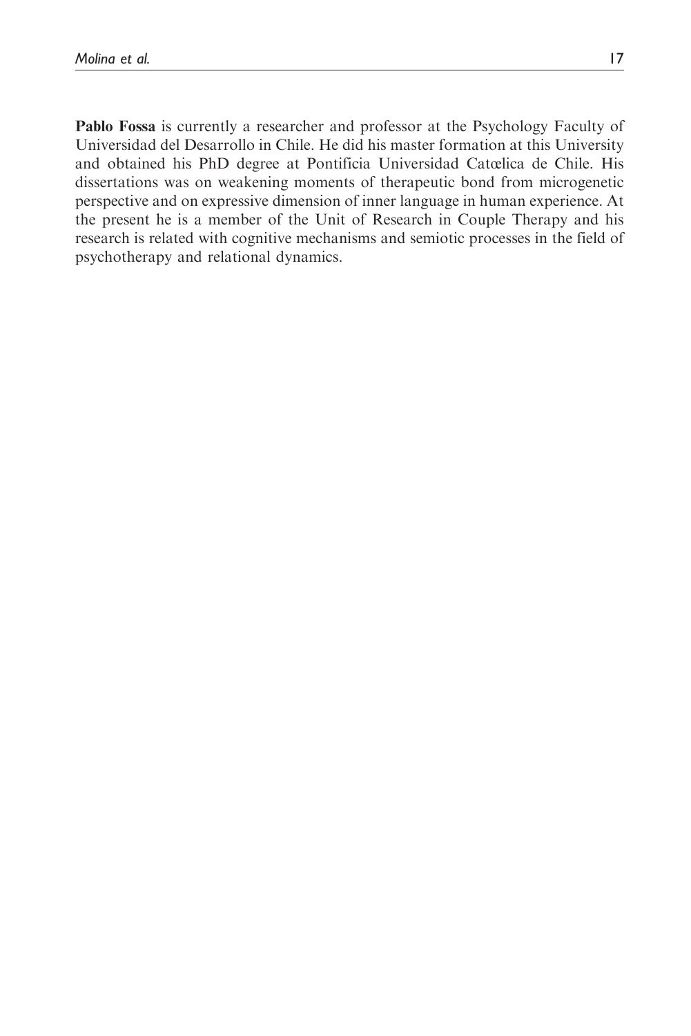**Pablo Fossa** is currently a researcher and professor at the Psychology Faculty of Universidad del Desarrollo in Chile. He did his master formation at this University and obtained his PhD degree at Pontificia Universidad Catœlica de Chile. His dissertations was on weakening moments of therapeutic bond from microgenetic perspective and on expressive dimension of inner language in human experience. At the present he is a member of the Unit of Research in Couple Therapy and his research is related with cognitive mechanisms and semiotic processes in the field of psychotherapy and relational dynamics.